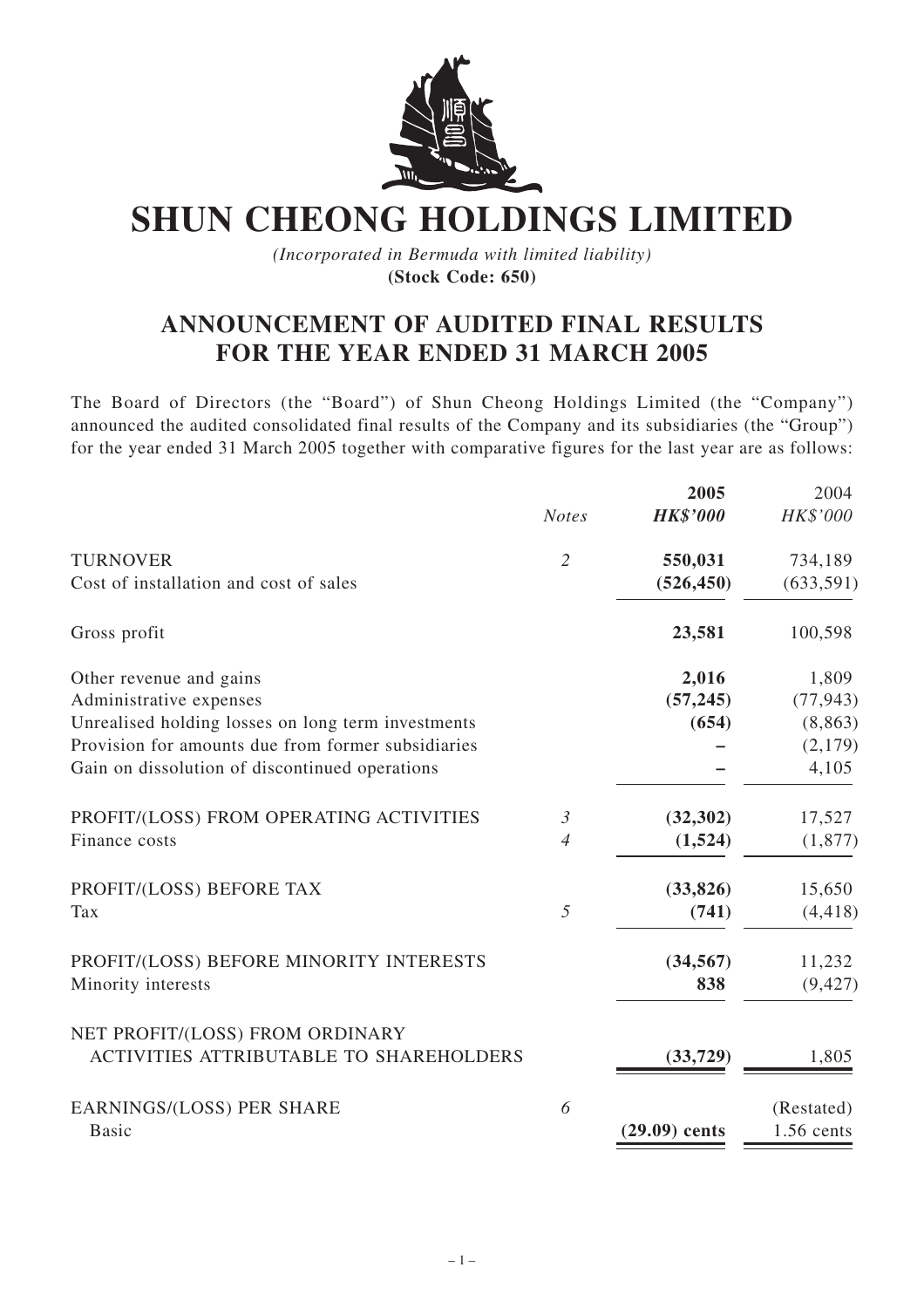# SHUN CHEONG HOLDINGS LIMITED

*(Incorporated in Bermuda with limited liability)*
**(Stock Code: 650)**

## ANNOUNCEMENT OF AUDITED FINAL RESULTS FOR THE YEAR ENDED 31 MARCH 2005

The Board of Directors (the "Board") of Shun Cheong Holdings Limited (the "Company") announced the audited consolidated final results of the Company and its subsidiaries (the "Group") for the year ended 31 March 2005 together with comparative figures for the last year are as follows:

| | *Notes* | **2005** | 2004 |
|---|---|---|---|
| | | ***HK$'000*** | *HK$'000* |
| TURNOVER | *2* | **550,031** | 734,189 |
| Cost of installation and cost of sales | | **(526,450)** | (633,591) |
| Gross profit | | **23,581** | 100,598 |
| Other revenue and gains | | **2,016** | 1,809 |
| Administrative expenses | | **(57,245)** | (77,943) |
| Unrealised holding losses on long term investments | | **(654)** | (8,863) |
| Provision for amounts due from former subsidiaries | | **–** | (2,179) |
| Gain on dissolution of discontinued operations | | **–** | 4,105 |
| PROFIT/(LOSS) FROM OPERATING ACTIVITIES | *3* | **(32,302)** | 17,527 |
| Finance costs | *4* | **(1,524)** | (1,877) |
| PROFIT/(LOSS) BEFORE TAX | | **(33,826)** | 15,650 |
| Tax | *5* | **(741)** | (4,418) |
| PROFIT/(LOSS) BEFORE MINORITY INTERESTS | | **(34,567)** | 11,232 |
| Minority interests | | **838** | (9,427) |
| NET PROFIT/(LOSS) FROM ORDINARY ACTIVITIES ATTRIBUTABLE TO SHAREHOLDERS | | **(33,729)** | 1,805 |
| EARNINGS/(LOSS) PER SHARE | *6* | | (Restated) |
| Basic | | **(29.09) cents** | 1.56 cents |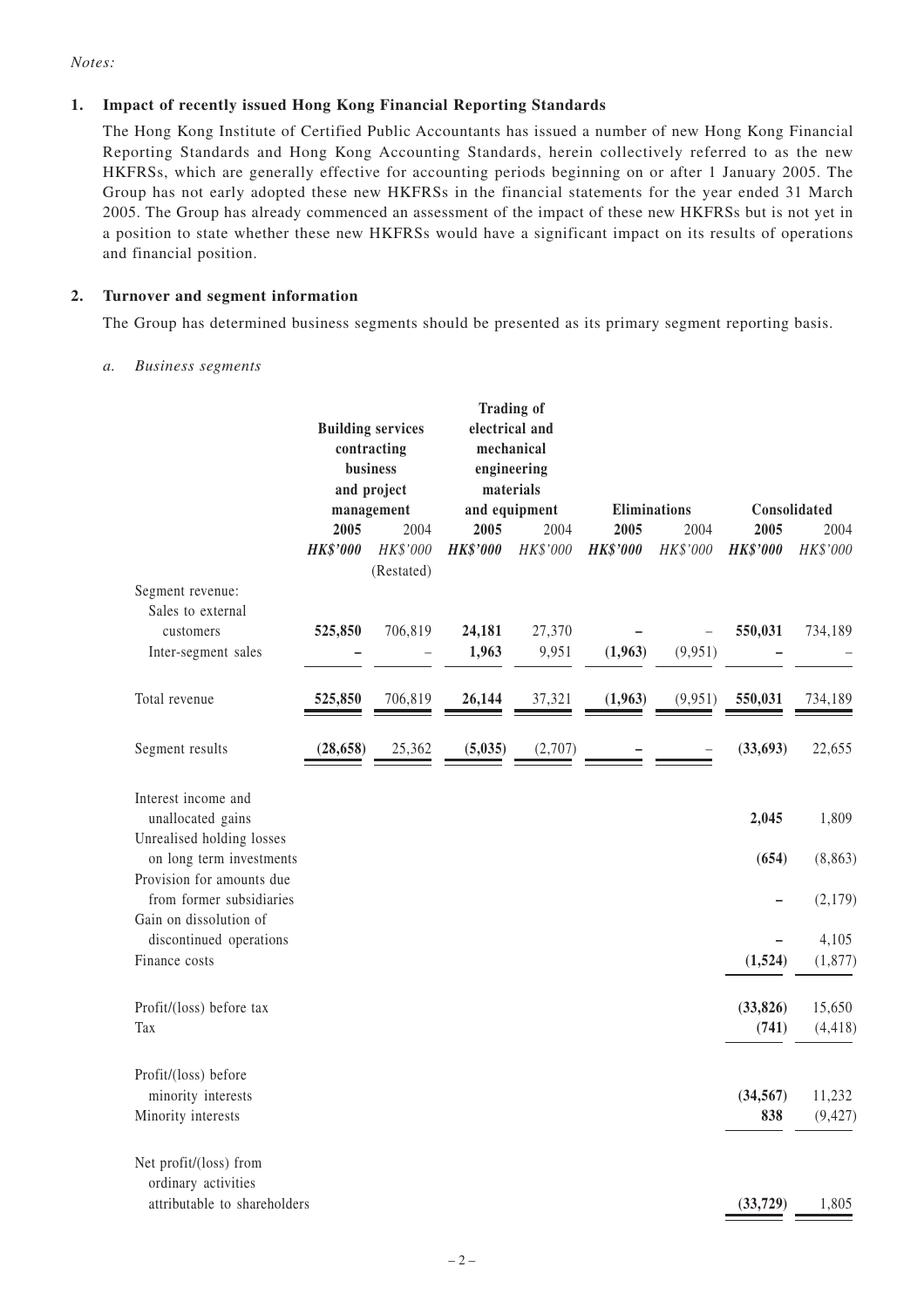*Notes:*

**1. Impact of recently issued Hong Kong Financial Reporting Standards**

The Hong Kong Institute of Certified Public Accountants has issued a number of new Hong Kong Financial Reporting Standards and Hong Kong Accounting Standards, herein collectively referred to as the new HKFRSs, which are generally effective for accounting periods beginning on or after 1 January 2005. The Group has not early adopted these new HKFRSs in the financial statements for the year ended 31 March 2005. The Group has already commenced an assessment of the impact of these new HKFRSs but is not yet in a position to state whether these new HKFRSs would have a significant impact on its results of operations and financial position.

**2. Turnover and segment information**

The Group has determined business segments should be presented as its primary segment reporting basis.

*a. Business segments*

| | Building services contracting business and project management | | Trading of electrical and mechanical engineering materials and equipment | | Eliminations | | Consolidated | |
|---|---|---|---|---|---|---|---|---|
| | **2005** | 2004 | **2005** | 2004 | **2005** | 2004 | **2005** | 2004 |
| | ***HK$'000*** | *HK$'000* (Restated) | ***HK$'000*** | *HK$'000* | ***HK$'000*** | *HK$'000* | ***HK$'000*** | *HK$'000* |
| Segment revenue: | | | | | | | | |
| Sales to external customers | **525,850** | 706,819 | **24,181** | 27,370 | **–** | – | **550,031** | 734,189 |
| Inter-segment sales | **–** | – | **1,963** | 9,951 | **(1,963)** | (9,951) | **–** | – |
| Total revenue | **525,850** | 706,819 | **26,144** | 37,321 | **(1,963)** | (9,951) | **550,031** | 734,189 |
| Segment results | **(28,658)** | 25,362 | **(5,035)** | (2,707) | **–** | – | **(33,693)** | 22,655 |
| Interest income and unallocated gains | | | | | | | **2,045** | 1,809 |
| Unrealised holding losses on long term investments | | | | | | | **(654)** | (8,863) |
| Provision for amounts due from former subsidiaries | | | | | | | **–** | (2,179) |
| Gain on dissolution of discontinued operations | | | | | | | **–** | 4,105 |
| Finance costs | | | | | | | **(1,524)** | (1,877) |
| Profit/(loss) before tax | | | | | | | **(33,826)** | 15,650 |
| Tax | | | | | | | **(741)** | (4,418) |
| Profit/(loss) before minority interests | | | | | | | **(34,567)** | 11,232 |
| Minority interests | | | | | | | **838** | (9,427) |
| Net profit/(loss) from ordinary activities attributable to shareholders | | | | | | | **(33,729)** | 1,805 |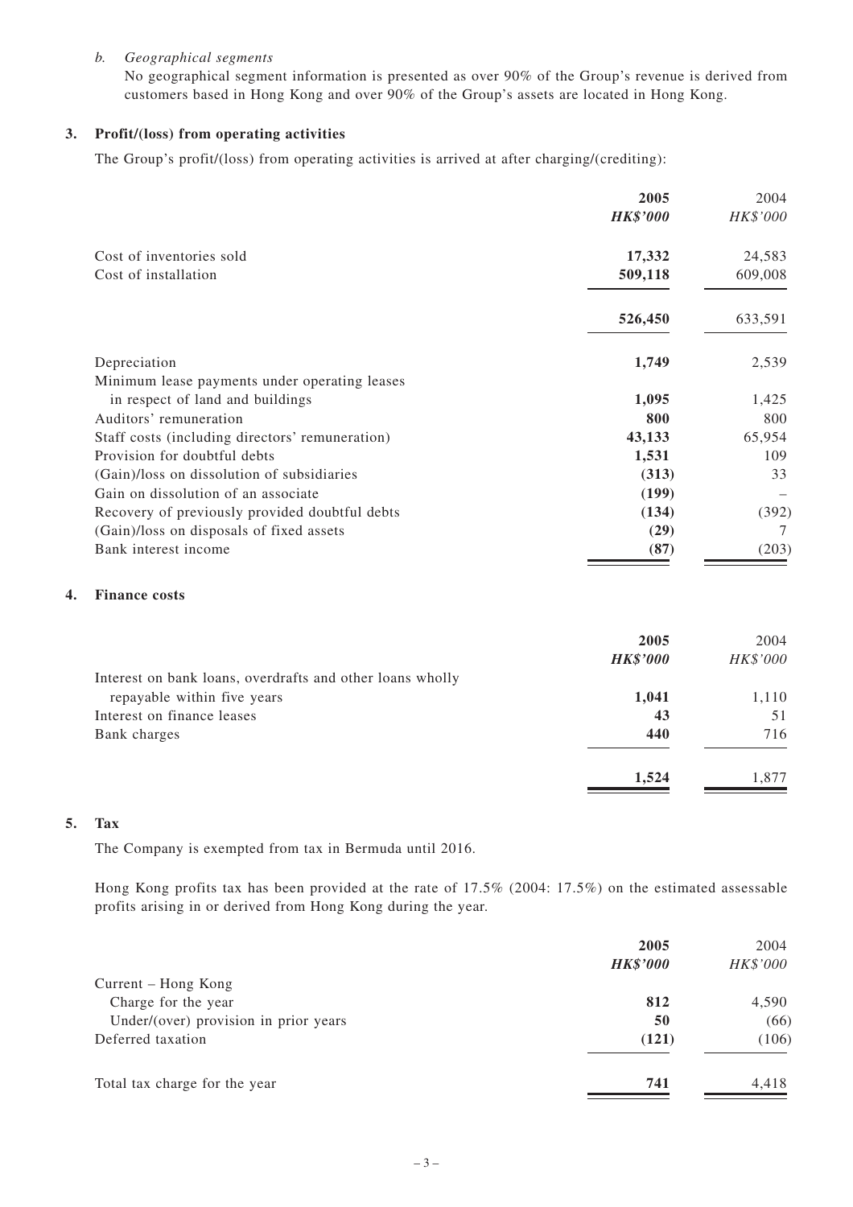*b. Geographical segments*

No geographical segment information is presented as over 90% of the Group's revenue is derived from customers based in Hong Kong and over 90% of the Group's assets are located in Hong Kong.

## 3. Profit/(loss) from operating activities

The Group's profit/(loss) from operating activities is arrived at after charging/(crediting):

| | 2005 | 2004 |
|---|---|---|
| | *HK$'000* | *HK$'000* |
| Cost of inventories sold | **17,332** | 24,583 |
| Cost of installation | **509,118** | 609,008 |
| | **526,450** | 633,591 |
| Depreciation | **1,749** | 2,539 |
| Minimum lease payments under operating leases in respect of land and buildings | **1,095** | 1,425 |
| Auditors' remuneration | **800** | 800 |
| Staff costs (including directors' remuneration) | **43,133** | 65,954 |
| Provision for doubtful debts | **1,531** | 109 |
| (Gain)/loss on dissolution of subsidiaries | **(313)** | 33 |
| Gain on dissolution of an associate | **(199)** | – |
| Recovery of previously provided doubtful debts | **(134)** | (392) |
| (Gain)/loss on disposals of fixed assets | **(29)** | 7 |
| Bank interest income | **(87)** | (203) |

## 4. Finance costs

| | 2005 | 2004 |
|---|---|---|
| | *HK$'000* | *HK$'000* |
| Interest on bank loans, overdrafts and other loans wholly repayable within five years | **1,041** | 1,110 |
| Interest on finance leases | **43** | 51 |
| Bank charges | **440** | 716 |
| | **1,524** | 1,877 |

## 5. Tax

The Company is exempted from tax in Bermuda until 2016.

Hong Kong profits tax has been provided at the rate of 17.5% (2004: 17.5%) on the estimated assessable profits arising in or derived from Hong Kong during the year.

| | 2005 | 2004 |
|---|---|---|
| | *HK$'000* | *HK$'000* |
| Current – Hong Kong | | |
| Charge for the year | **812** | 4,590 |
| Under/(over) provision in prior years | **50** | (66) |
| Deferred taxation | **(121)** | (106) |
| Total tax charge for the year | **741** | 4,418 |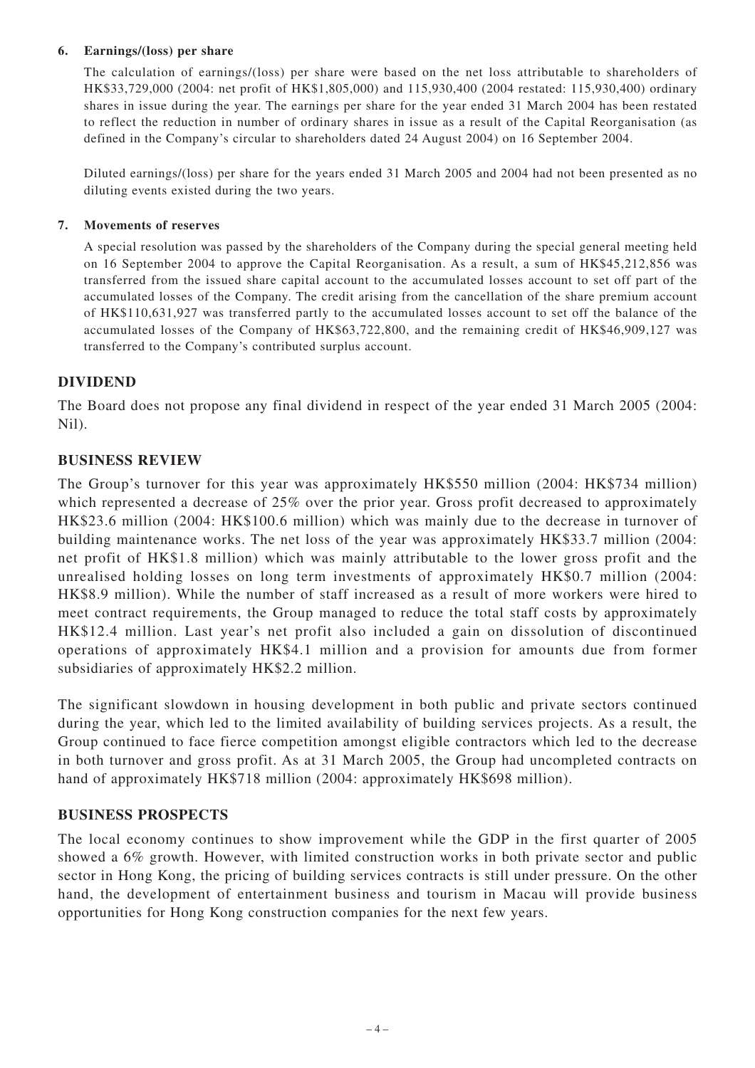**6. Earnings/(loss) per share**

The calculation of earnings/(loss) per share were based on the net loss attributable to shareholders of HK$33,729,000 (2004: net profit of HK$1,805,000) and 115,930,400 (2004 restated: 115,930,400) ordinary shares in issue during the year. The earnings per share for the year ended 31 March 2004 has been restated to reflect the reduction in number of ordinary shares in issue as a result of the Capital Reorganisation (as defined in the Company's circular to shareholders dated 24 August 2004) on 16 September 2004.

Diluted earnings/(loss) per share for the years ended 31 March 2005 and 2004 had not been presented as no diluting events existed during the two years.

**7. Movements of reserves**

A special resolution was passed by the shareholders of the Company during the special general meeting held on 16 September 2004 to approve the Capital Reorganisation. As a result, a sum of HK$45,212,856 was transferred from the issued share capital account to the accumulated losses account to set off part of the accumulated losses of the Company. The credit arising from the cancellation of the share premium account of HK$110,631,927 was transferred partly to the accumulated losses account to set off the balance of the accumulated losses of the Company of HK$63,722,800, and the remaining credit of HK$46,909,127 was transferred to the Company's contributed surplus account.

## DIVIDEND

The Board does not propose any final dividend in respect of the year ended 31 March 2005 (2004: Nil).

## BUSINESS REVIEW

The Group's turnover for this year was approximately HK$550 million (2004: HK$734 million) which represented a decrease of 25% over the prior year. Gross profit decreased to approximately HK$23.6 million (2004: HK$100.6 million) which was mainly due to the decrease in turnover of building maintenance works. The net loss of the year was approximately HK$33.7 million (2004: net profit of HK$1.8 million) which was mainly attributable to the lower gross profit and the unrealised holding losses on long term investments of approximately HK$0.7 million (2004: HK$8.9 million). While the number of staff increased as a result of more workers were hired to meet contract requirements, the Group managed to reduce the total staff costs by approximately HK$12.4 million. Last year's net profit also included a gain on dissolution of discontinued operations of approximately HK$4.1 million and a provision for amounts due from former subsidiaries of approximately HK$2.2 million.

The significant slowdown in housing development in both public and private sectors continued during the year, which led to the limited availability of building services projects. As a result, the Group continued to face fierce competition amongst eligible contractors which led to the decrease in both turnover and gross profit. As at 31 March 2005, the Group had uncompleted contracts on hand of approximately HK$718 million (2004: approximately HK$698 million).

## BUSINESS PROSPECTS

The local economy continues to show improvement while the GDP in the first quarter of 2005 showed a 6% growth. However, with limited construction works in both private sector and public sector in Hong Kong, the pricing of building services contracts is still under pressure. On the other hand, the development of entertainment business and tourism in Macau will provide business opportunities for Hong Kong construction companies for the next few years.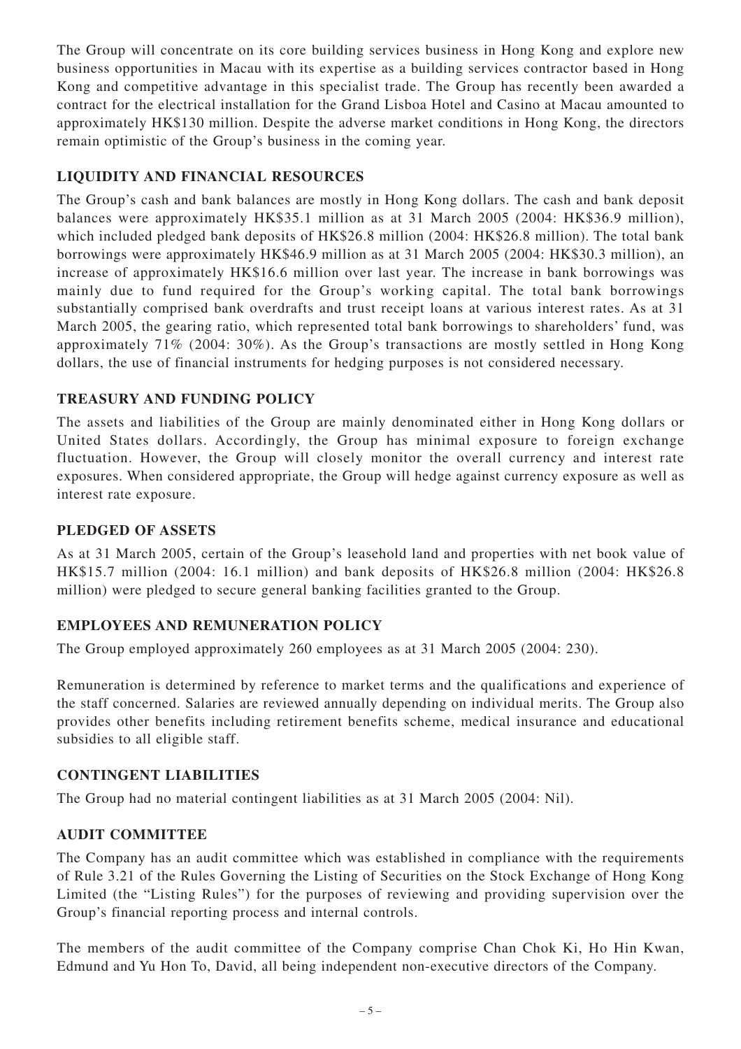The Group will concentrate on its core building services business in Hong Kong and explore new business opportunities in Macau with its expertise as a building services contractor based in Hong Kong and competitive advantage in this specialist trade. The Group has recently been awarded a contract for the electrical installation for the Grand Lisboa Hotel and Casino at Macau amounted to approximately HK$130 million. Despite the adverse market conditions in Hong Kong, the directors remain optimistic of the Group's business in the coming year.

## LIQUIDITY AND FINANCIAL RESOURCES

The Group's cash and bank balances are mostly in Hong Kong dollars. The cash and bank deposit balances were approximately HK$35.1 million as at 31 March 2005 (2004: HK$36.9 million), which included pledged bank deposits of HK$26.8 million (2004: HK$26.8 million). The total bank borrowings were approximately HK$46.9 million as at 31 March 2005 (2004: HK$30.3 million), an increase of approximately HK$16.6 million over last year. The increase in bank borrowings was mainly due to fund required for the Group's working capital. The total bank borrowings substantially comprised bank overdrafts and trust receipt loans at various interest rates. As at 31 March 2005, the gearing ratio, which represented total bank borrowings to shareholders' fund, was approximately 71% (2004: 30%). As the Group's transactions are mostly settled in Hong Kong dollars, the use of financial instruments for hedging purposes is not considered necessary.

## TREASURY AND FUNDING POLICY

The assets and liabilities of the Group are mainly denominated either in Hong Kong dollars or United States dollars. Accordingly, the Group has minimal exposure to foreign exchange fluctuation. However, the Group will closely monitor the overall currency and interest rate exposures. When considered appropriate, the Group will hedge against currency exposure as well as interest rate exposure.

## PLEDGED OF ASSETS

As at 31 March 2005, certain of the Group's leasehold land and properties with net book value of HK$15.7 million (2004: 16.1 million) and bank deposits of HK$26.8 million (2004: HK$26.8 million) were pledged to secure general banking facilities granted to the Group.

## EMPLOYEES AND REMUNERATION POLICY

The Group employed approximately 260 employees as at 31 March 2005 (2004: 230).

Remuneration is determined by reference to market terms and the qualifications and experience of the staff concerned. Salaries are reviewed annually depending on individual merits. The Group also provides other benefits including retirement benefits scheme, medical insurance and educational subsidies to all eligible staff.

## CONTINGENT LIABILITIES

The Group had no material contingent liabilities as at 31 March 2005 (2004: Nil).

## AUDIT COMMITTEE

The Company has an audit committee which was established in compliance with the requirements of Rule 3.21 of the Rules Governing the Listing of Securities on the Stock Exchange of Hong Kong Limited (the "Listing Rules") for the purposes of reviewing and providing supervision over the Group's financial reporting process and internal controls.

The members of the audit committee of the Company comprise Chan Chok Ki, Ho Hin Kwan, Edmund and Yu Hon To, David, all being independent non-executive directors of the Company.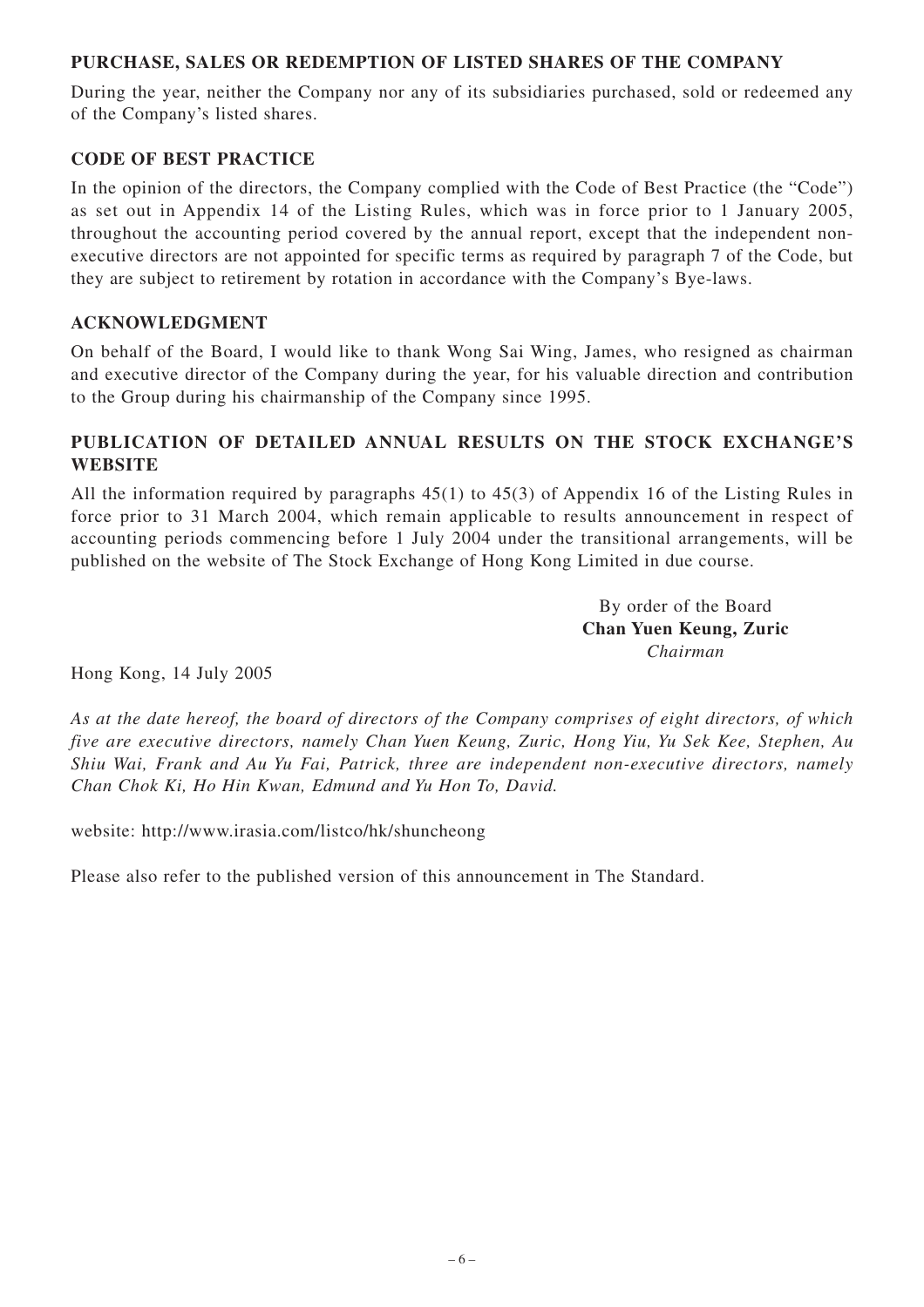## PURCHASE, SALES OR REDEMPTION OF LISTED SHARES OF THE COMPANY

During the year, neither the Company nor any of its subsidiaries purchased, sold or redeemed any of the Company's listed shares.

## CODE OF BEST PRACTICE

In the opinion of the directors, the Company complied with the Code of Best Practice (the "Code") as set out in Appendix 14 of the Listing Rules, which was in force prior to 1 January 2005, throughout the accounting period covered by the annual report, except that the independent non-executive directors are not appointed for specific terms as required by paragraph 7 of the Code, but they are subject to retirement by rotation in accordance with the Company's Bye-laws.

## ACKNOWLEDGMENT

On behalf of the Board, I would like to thank Wong Sai Wing, James, who resigned as chairman and executive director of the Company during the year, for his valuable direction and contribution to the Group during his chairmanship of the Company since 1995.

## PUBLICATION OF DETAILED ANNUAL RESULTS ON THE STOCK EXCHANGE'S WEBSITE

All the information required by paragraphs 45(1) to 45(3) of Appendix 16 of the Listing Rules in force prior to 31 March 2004, which remain applicable to results announcement in respect of accounting periods commencing before 1 July 2004 under the transitional arrangements, will be published on the website of The Stock Exchange of Hong Kong Limited in due course.

By order of the Board
**Chan Yuen Keung, Zuric**
*Chairman*

Hong Kong, 14 July 2005

*As at the date hereof, the board of directors of the Company comprises of eight directors, of which five are executive directors, namely Chan Yuen Keung, Zuric, Hong Yiu, Yu Sek Kee, Stephen, Au Shiu Wai, Frank and Au Yu Fai, Patrick, three are independent non-executive directors, namely Chan Chok Ki, Ho Hin Kwan, Edmund and Yu Hon To, David.*

website: http://www.irasia.com/listco/hk/shuncheong

Please also refer to the published version of this announcement in The Standard.